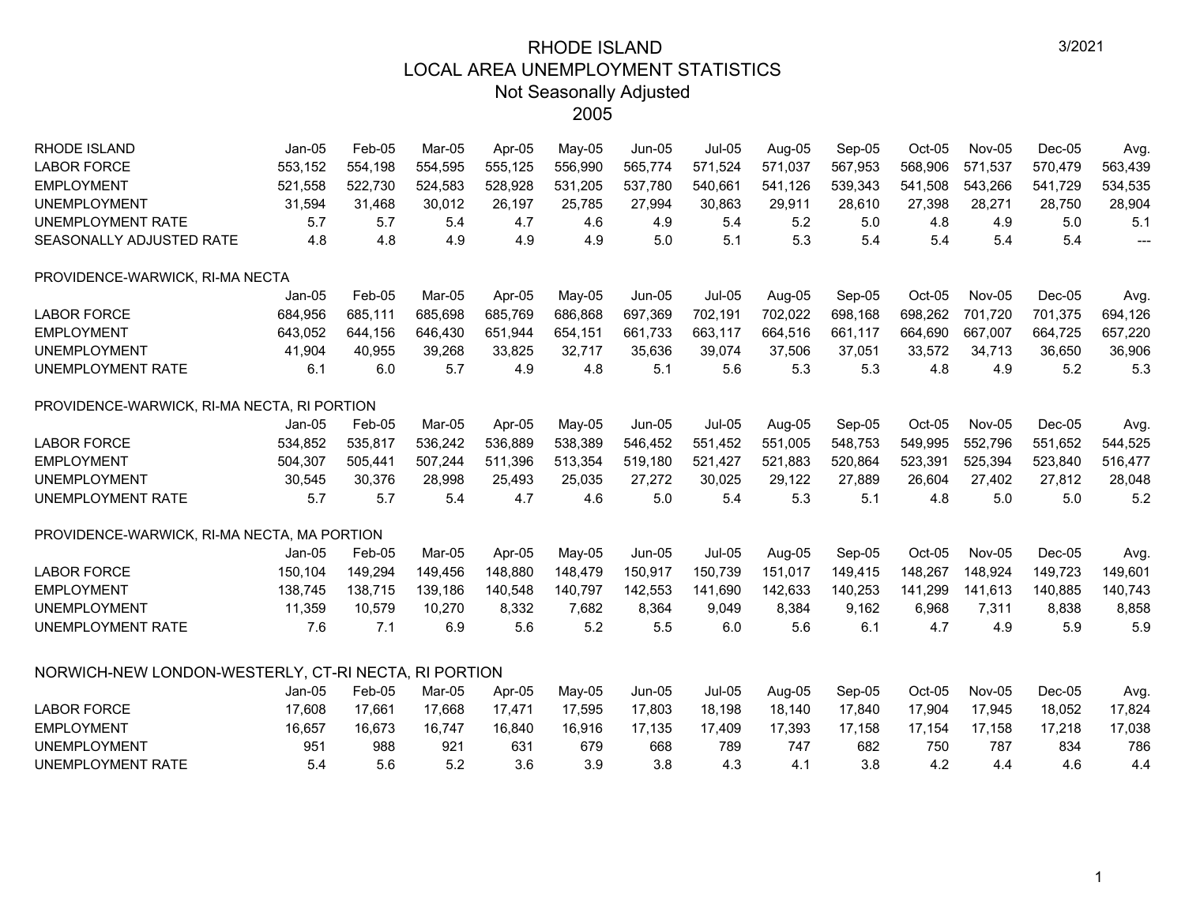# RHODE ISLAND
## LOCAL AREA UNEMPLOYMENT STATISTICS
### Not Seasonally Adjusted
### 2005

3/2021

| RHODE ISLAND | Jan-05 | Feb-05 | Mar-05 | Apr-05 | May-05 | Jun-05 | Jul-05 | Aug-05 | Sep-05 | Oct-05 | Nov-05 | Dec-05 | Avg. |
|---|---|---|---|---|---|---|---|---|---|---|---|---|---|
| LABOR FORCE | 553,152 | 554,198 | 554,595 | 555,125 | 556,990 | 565,774 | 571,524 | 571,037 | 567,953 | 568,906 | 571,537 | 570,479 | 563,439 |
| EMPLOYMENT | 521,558 | 522,730 | 524,583 | 528,928 | 531,205 | 537,780 | 540,661 | 541,126 | 539,343 | 541,508 | 543,266 | 541,729 | 534,535 |
| UNEMPLOYMENT | 31,594 | 31,468 | 30,012 | 26,197 | 25,785 | 27,994 | 30,863 | 29,911 | 28,610 | 27,398 | 28,271 | 28,750 | 28,904 |
| UNEMPLOYMENT RATE | 5.7 | 5.7 | 5.4 | 4.7 | 4.6 | 4.9 | 5.4 | 5.2 | 5.0 | 4.8 | 4.9 | 5.0 | 5.1 |
| SEASONALLY ADJUSTED RATE | 4.8 | 4.8 | 4.9 | 4.9 | 4.9 | 5.0 | 5.1 | 5.3 | 5.4 | 5.4 | 5.4 | 5.4 | --- |

PROVIDENCE-WARWICK, RI-MA NECTA

| | Jan-05 | Feb-05 | Mar-05 | Apr-05 | May-05 | Jun-05 | Jul-05 | Aug-05 | Sep-05 | Oct-05 | Nov-05 | Dec-05 | Avg. |
|---|---|---|---|---|---|---|---|---|---|---|---|---|---|
| LABOR FORCE | 684,956 | 685,111 | 685,698 | 685,769 | 686,868 | 697,369 | 702,191 | 702,022 | 698,168 | 698,262 | 701,720 | 701,375 | 694,126 |
| EMPLOYMENT | 643,052 | 644,156 | 646,430 | 651,944 | 654,151 | 661,733 | 663,117 | 664,516 | 661,117 | 664,690 | 667,007 | 664,725 | 657,220 |
| UNEMPLOYMENT | 41,904 | 40,955 | 39,268 | 33,825 | 32,717 | 35,636 | 39,074 | 37,506 | 37,051 | 33,572 | 34,713 | 36,650 | 36,906 |
| UNEMPLOYMENT RATE | 6.1 | 6.0 | 5.7 | 4.9 | 4.8 | 5.1 | 5.6 | 5.3 | 5.3 | 4.8 | 4.9 | 5.2 | 5.3 |

PROVIDENCE-WARWICK, RI-MA NECTA, RI PORTION

| | Jan-05 | Feb-05 | Mar-05 | Apr-05 | May-05 | Jun-05 | Jul-05 | Aug-05 | Sep-05 | Oct-05 | Nov-05 | Dec-05 | Avg. |
|---|---|---|---|---|---|---|---|---|---|---|---|---|---|
| LABOR FORCE | 534,852 | 535,817 | 536,242 | 536,889 | 538,389 | 546,452 | 551,452 | 551,005 | 548,753 | 549,995 | 552,796 | 551,652 | 544,525 |
| EMPLOYMENT | 504,307 | 505,441 | 507,244 | 511,396 | 513,354 | 519,180 | 521,427 | 521,883 | 520,864 | 523,391 | 525,394 | 523,840 | 516,477 |
| UNEMPLOYMENT | 30,545 | 30,376 | 28,998 | 25,493 | 25,035 | 27,272 | 30,025 | 29,122 | 27,889 | 26,604 | 27,402 | 27,812 | 28,048 |
| UNEMPLOYMENT RATE | 5.7 | 5.7 | 5.4 | 4.7 | 4.6 | 5.0 | 5.4 | 5.3 | 5.1 | 4.8 | 5.0 | 5.0 | 5.2 |

PROVIDENCE-WARWICK, RI-MA NECTA, MA PORTION

| | Jan-05 | Feb-05 | Mar-05 | Apr-05 | May-05 | Jun-05 | Jul-05 | Aug-05 | Sep-05 | Oct-05 | Nov-05 | Dec-05 | Avg. |
|---|---|---|---|---|---|---|---|---|---|---|---|---|---|
| LABOR FORCE | 150,104 | 149,294 | 149,456 | 148,880 | 148,479 | 150,917 | 150,739 | 151,017 | 149,415 | 148,267 | 148,924 | 149,723 | 149,601 |
| EMPLOYMENT | 138,745 | 138,715 | 139,186 | 140,548 | 140,797 | 142,553 | 141,690 | 142,633 | 140,253 | 141,299 | 141,613 | 140,885 | 140,743 |
| UNEMPLOYMENT | 11,359 | 10,579 | 10,270 | 8,332 | 7,682 | 8,364 | 9,049 | 8,384 | 9,162 | 6,968 | 7,311 | 8,838 | 8,858 |
| UNEMPLOYMENT RATE | 7.6 | 7.1 | 6.9 | 5.6 | 5.2 | 5.5 | 6.0 | 5.6 | 6.1 | 4.7 | 4.9 | 5.9 | 5.9 |

NORWICH-NEW LONDON-WESTERLY, CT-RI NECTA, RI PORTION

| | Jan-05 | Feb-05 | Mar-05 | Apr-05 | May-05 | Jun-05 | Jul-05 | Aug-05 | Sep-05 | Oct-05 | Nov-05 | Dec-05 | Avg. |
|---|---|---|---|---|---|---|---|---|---|---|---|---|---|
| LABOR FORCE | 17,608 | 17,661 | 17,668 | 17,471 | 17,595 | 17,803 | 18,198 | 18,140 | 17,840 | 17,904 | 17,945 | 18,052 | 17,824 |
| EMPLOYMENT | 16,657 | 16,673 | 16,747 | 16,840 | 16,916 | 17,135 | 17,409 | 17,393 | 17,158 | 17,154 | 17,158 | 17,218 | 17,038 |
| UNEMPLOYMENT | 951 | 988 | 921 | 631 | 679 | 668 | 789 | 747 | 682 | 750 | 787 | 834 | 786 |
| UNEMPLOYMENT RATE | 5.4 | 5.6 | 5.2 | 3.6 | 3.9 | 3.8 | 4.3 | 4.1 | 3.8 | 4.2 | 4.4 | 4.6 | 4.4 |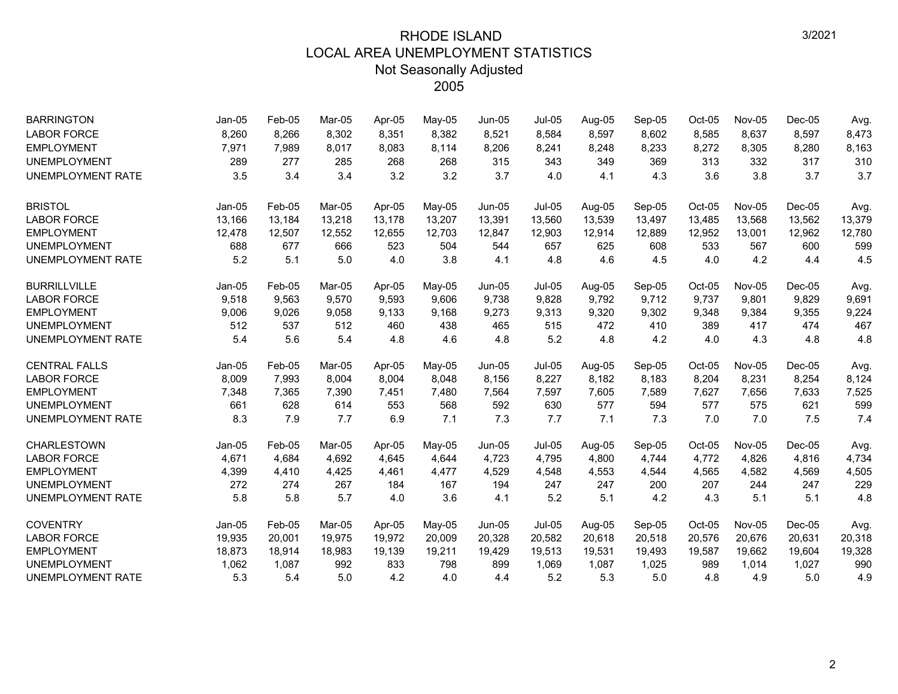# RHODE ISLAND
## LOCAL AREA UNEMPLOYMENT STATISTICS
### Not Seasonally Adjusted
### 2005

| BARRINGTON | Jan-05 | Feb-05 | Mar-05 | Apr-05 | May-05 | Jun-05 | Jul-05 | Aug-05 | Sep-05 | Oct-05 | Nov-05 | Dec-05 | Avg. |
|---|---|---|---|---|---|---|---|---|---|---|---|---|---|
| LABOR FORCE | 8,260 | 8,266 | 8,302 | 8,351 | 8,382 | 8,521 | 8,584 | 8,597 | 8,602 | 8,585 | 8,637 | 8,597 | 8,473 |
| EMPLOYMENT | 7,971 | 7,989 | 8,017 | 8,083 | 8,114 | 8,206 | 8,241 | 8,248 | 8,233 | 8,272 | 8,305 | 8,280 | 8,163 |
| UNEMPLOYMENT | 289 | 277 | 285 | 268 | 268 | 315 | 343 | 349 | 369 | 313 | 332 | 317 | 310 |
| UNEMPLOYMENT RATE | 3.5 | 3.4 | 3.4 | 3.2 | 3.2 | 3.7 | 4.0 | 4.1 | 4.3 | 3.6 | 3.8 | 3.7 | 3.7 |

| BRISTOL | Jan-05 | Feb-05 | Mar-05 | Apr-05 | May-05 | Jun-05 | Jul-05 | Aug-05 | Sep-05 | Oct-05 | Nov-05 | Dec-05 | Avg. |
|---|---|---|---|---|---|---|---|---|---|---|---|---|---|
| LABOR FORCE | 13,166 | 13,184 | 13,218 | 13,178 | 13,207 | 13,391 | 13,560 | 13,539 | 13,497 | 13,485 | 13,568 | 13,562 | 13,379 |
| EMPLOYMENT | 12,478 | 12,507 | 12,552 | 12,655 | 12,703 | 12,847 | 12,903 | 12,914 | 12,889 | 12,952 | 13,001 | 12,962 | 12,780 |
| UNEMPLOYMENT | 688 | 677 | 666 | 523 | 504 | 544 | 657 | 625 | 608 | 533 | 567 | 600 | 599 |
| UNEMPLOYMENT RATE | 5.2 | 5.1 | 5.0 | 4.0 | 3.8 | 4.1 | 4.8 | 4.6 | 4.5 | 4.0 | 4.2 | 4.4 | 4.5 |

| BURRILLVILLE | Jan-05 | Feb-05 | Mar-05 | Apr-05 | May-05 | Jun-05 | Jul-05 | Aug-05 | Sep-05 | Oct-05 | Nov-05 | Dec-05 | Avg. |
|---|---|---|---|---|---|---|---|---|---|---|---|---|---|
| LABOR FORCE | 9,518 | 9,563 | 9,570 | 9,593 | 9,606 | 9,738 | 9,828 | 9,792 | 9,712 | 9,737 | 9,801 | 9,829 | 9,691 |
| EMPLOYMENT | 9,006 | 9,026 | 9,058 | 9,133 | 9,168 | 9,273 | 9,313 | 9,320 | 9,302 | 9,348 | 9,384 | 9,355 | 9,224 |
| UNEMPLOYMENT | 512 | 537 | 512 | 460 | 438 | 465 | 515 | 472 | 410 | 389 | 417 | 474 | 467 |
| UNEMPLOYMENT RATE | 5.4 | 5.6 | 5.4 | 4.8 | 4.6 | 4.8 | 5.2 | 4.8 | 4.2 | 4.0 | 4.3 | 4.8 | 4.8 |

| CENTRAL FALLS | Jan-05 | Feb-05 | Mar-05 | Apr-05 | May-05 | Jun-05 | Jul-05 | Aug-05 | Sep-05 | Oct-05 | Nov-05 | Dec-05 | Avg. |
|---|---|---|---|---|---|---|---|---|---|---|---|---|---|
| LABOR FORCE | 8,009 | 7,993 | 8,004 | 8,004 | 8,048 | 8,156 | 8,227 | 8,182 | 8,183 | 8,204 | 8,231 | 8,254 | 8,124 |
| EMPLOYMENT | 7,348 | 7,365 | 7,390 | 7,451 | 7,480 | 7,564 | 7,597 | 7,605 | 7,589 | 7,627 | 7,656 | 7,633 | 7,525 |
| UNEMPLOYMENT | 661 | 628 | 614 | 553 | 568 | 592 | 630 | 577 | 594 | 577 | 575 | 621 | 599 |
| UNEMPLOYMENT RATE | 8.3 | 7.9 | 7.7 | 6.9 | 7.1 | 7.3 | 7.7 | 7.1 | 7.3 | 7.0 | 7.0 | 7.5 | 7.4 |

| CHARLESTOWN | Jan-05 | Feb-05 | Mar-05 | Apr-05 | May-05 | Jun-05 | Jul-05 | Aug-05 | Sep-05 | Oct-05 | Nov-05 | Dec-05 | Avg. |
|---|---|---|---|---|---|---|---|---|---|---|---|---|---|
| LABOR FORCE | 4,671 | 4,684 | 4,692 | 4,645 | 4,644 | 4,723 | 4,795 | 4,800 | 4,744 | 4,772 | 4,826 | 4,816 | 4,734 |
| EMPLOYMENT | 4,399 | 4,410 | 4,425 | 4,461 | 4,477 | 4,529 | 4,548 | 4,553 | 4,544 | 4,565 | 4,582 | 4,569 | 4,505 |
| UNEMPLOYMENT | 272 | 274 | 267 | 184 | 167 | 194 | 247 | 247 | 200 | 207 | 244 | 247 | 229 |
| UNEMPLOYMENT RATE | 5.8 | 5.8 | 5.7 | 4.0 | 3.6 | 4.1 | 5.2 | 5.1 | 4.2 | 4.3 | 5.1 | 5.1 | 4.8 |

| COVENTRY | Jan-05 | Feb-05 | Mar-05 | Apr-05 | May-05 | Jun-05 | Jul-05 | Aug-05 | Sep-05 | Oct-05 | Nov-05 | Dec-05 | Avg. |
|---|---|---|---|---|---|---|---|---|---|---|---|---|---|
| LABOR FORCE | 19,935 | 20,001 | 19,975 | 19,972 | 20,009 | 20,328 | 20,582 | 20,618 | 20,518 | 20,576 | 20,676 | 20,631 | 20,318 |
| EMPLOYMENT | 18,873 | 18,914 | 18,983 | 19,139 | 19,211 | 19,429 | 19,513 | 19,531 | 19,493 | 19,587 | 19,662 | 19,604 | 19,328 |
| UNEMPLOYMENT | 1,062 | 1,087 | 992 | 833 | 798 | 899 | 1,069 | 1,087 | 1,025 | 989 | 1,014 | 1,027 | 990 |
| UNEMPLOYMENT RATE | 5.3 | 5.4 | 5.0 | 4.2 | 4.0 | 4.4 | 5.2 | 5.3 | 5.0 | 4.8 | 4.9 | 5.0 | 4.9 |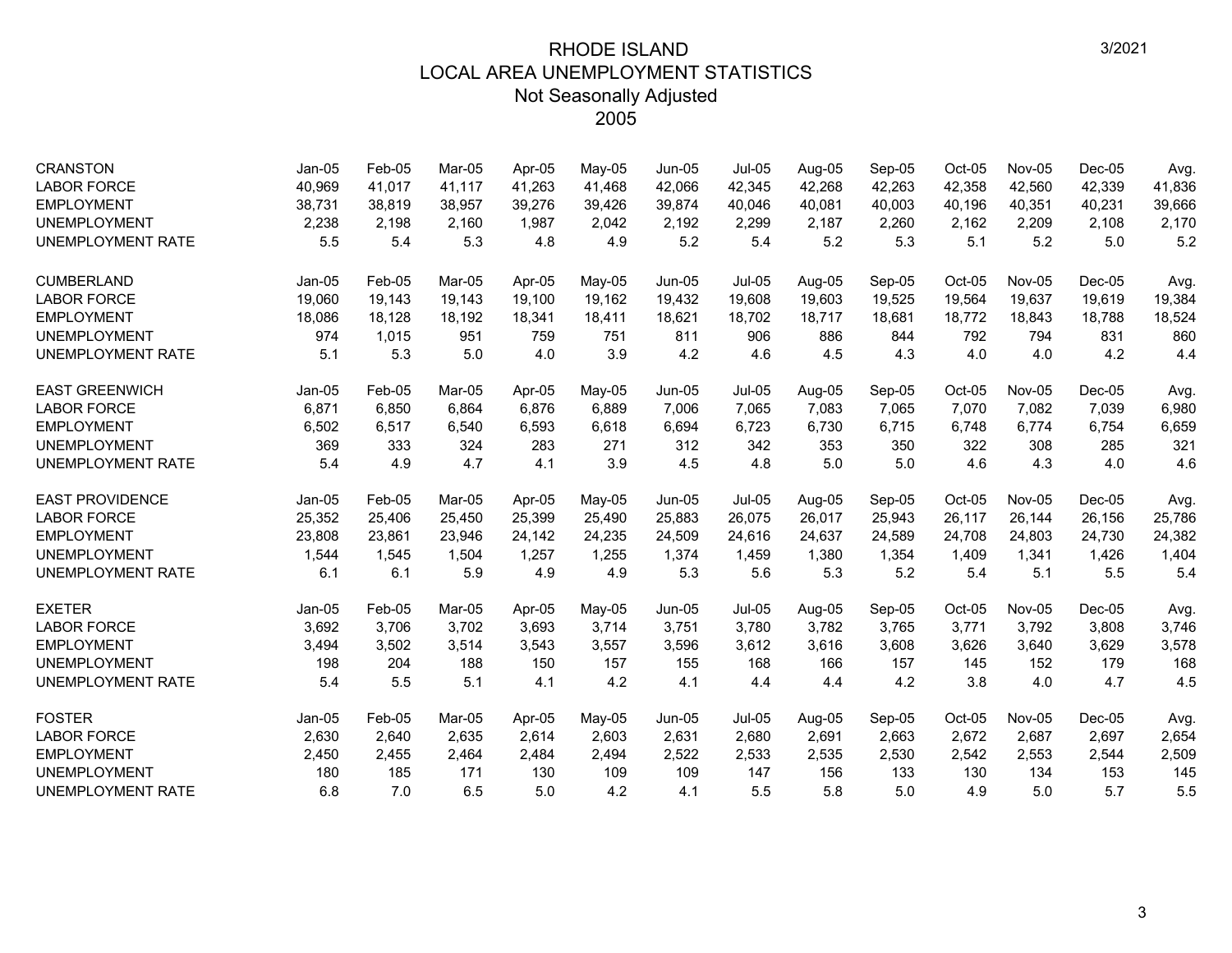# RHODE ISLAND
## LOCAL AREA UNEMPLOYMENT STATISTICS
### Not Seasonally Adjusted
### 2005

| CRANSTON | Jan-05 | Feb-05 | Mar-05 | Apr-05 | May-05 | Jun-05 | Jul-05 | Aug-05 | Sep-05 | Oct-05 | Nov-05 | Dec-05 | Avg. |
|---|---|---|---|---|---|---|---|---|---|---|---|---|---|
| LABOR FORCE | 40,969 | 41,017 | 41,117 | 41,263 | 41,468 | 42,066 | 42,345 | 42,268 | 42,263 | 42,358 | 42,560 | 42,339 | 41,836 |
| EMPLOYMENT | 38,731 | 38,819 | 38,957 | 39,276 | 39,426 | 39,874 | 40,046 | 40,081 | 40,003 | 40,196 | 40,351 | 40,231 | 39,666 |
| UNEMPLOYMENT | 2,238 | 2,198 | 2,160 | 1,987 | 2,042 | 2,192 | 2,299 | 2,187 | 2,260 | 2,162 | 2,209 | 2,108 | 2,170 |
| UNEMPLOYMENT RATE | 5.5 | 5.4 | 5.3 | 4.8 | 4.9 | 5.2 | 5.4 | 5.2 | 5.3 | 5.1 | 5.2 | 5.0 | 5.2 |

| CUMBERLAND | Jan-05 | Feb-05 | Mar-05 | Apr-05 | May-05 | Jun-05 | Jul-05 | Aug-05 | Sep-05 | Oct-05 | Nov-05 | Dec-05 | Avg. |
|---|---|---|---|---|---|---|---|---|---|---|---|---|---|
| LABOR FORCE | 19,060 | 19,143 | 19,143 | 19,100 | 19,162 | 19,432 | 19,608 | 19,603 | 19,525 | 19,564 | 19,637 | 19,619 | 19,384 |
| EMPLOYMENT | 18,086 | 18,128 | 18,192 | 18,341 | 18,411 | 18,621 | 18,702 | 18,717 | 18,681 | 18,772 | 18,843 | 18,788 | 18,524 |
| UNEMPLOYMENT | 974 | 1,015 | 951 | 759 | 751 | 811 | 906 | 886 | 844 | 792 | 794 | 831 | 860 |
| UNEMPLOYMENT RATE | 5.1 | 5.3 | 5.0 | 4.0 | 3.9 | 4.2 | 4.6 | 4.5 | 4.3 | 4.0 | 4.0 | 4.2 | 4.4 |

| EAST GREENWICH | Jan-05 | Feb-05 | Mar-05 | Apr-05 | May-05 | Jun-05 | Jul-05 | Aug-05 | Sep-05 | Oct-05 | Nov-05 | Dec-05 | Avg. |
|---|---|---|---|---|---|---|---|---|---|---|---|---|---|
| LABOR FORCE | 6,871 | 6,850 | 6,864 | 6,876 | 6,889 | 7,006 | 7,065 | 7,083 | 7,065 | 7,070 | 7,082 | 7,039 | 6,980 |
| EMPLOYMENT | 6,502 | 6,517 | 6,540 | 6,593 | 6,618 | 6,694 | 6,723 | 6,730 | 6,715 | 6,748 | 6,774 | 6,754 | 6,659 |
| UNEMPLOYMENT | 369 | 333 | 324 | 283 | 271 | 312 | 342 | 353 | 350 | 322 | 308 | 285 | 321 |
| UNEMPLOYMENT RATE | 5.4 | 4.9 | 4.7 | 4.1 | 3.9 | 4.5 | 4.8 | 5.0 | 5.0 | 4.6 | 4.3 | 4.0 | 4.6 |

| EAST PROVIDENCE | Jan-05 | Feb-05 | Mar-05 | Apr-05 | May-05 | Jun-05 | Jul-05 | Aug-05 | Sep-05 | Oct-05 | Nov-05 | Dec-05 | Avg. |
|---|---|---|---|---|---|---|---|---|---|---|---|---|---|
| LABOR FORCE | 25,352 | 25,406 | 25,450 | 25,399 | 25,490 | 25,883 | 26,075 | 26,017 | 25,943 | 26,117 | 26,144 | 26,156 | 25,786 |
| EMPLOYMENT | 23,808 | 23,861 | 23,946 | 24,142 | 24,235 | 24,509 | 24,616 | 24,637 | 24,589 | 24,708 | 24,803 | 24,730 | 24,382 |
| UNEMPLOYMENT | 1,544 | 1,545 | 1,504 | 1,257 | 1,255 | 1,374 | 1,459 | 1,380 | 1,354 | 1,409 | 1,341 | 1,426 | 1,404 |
| UNEMPLOYMENT RATE | 6.1 | 6.1 | 5.9 | 4.9 | 4.9 | 5.3 | 5.6 | 5.3 | 5.2 | 5.4 | 5.1 | 5.5 | 5.4 |

| EXETER | Jan-05 | Feb-05 | Mar-05 | Apr-05 | May-05 | Jun-05 | Jul-05 | Aug-05 | Sep-05 | Oct-05 | Nov-05 | Dec-05 | Avg. |
|---|---|---|---|---|---|---|---|---|---|---|---|---|---|
| LABOR FORCE | 3,692 | 3,706 | 3,702 | 3,693 | 3,714 | 3,751 | 3,780 | 3,782 | 3,765 | 3,771 | 3,792 | 3,808 | 3,746 |
| EMPLOYMENT | 3,494 | 3,502 | 3,514 | 3,543 | 3,557 | 3,596 | 3,612 | 3,616 | 3,608 | 3,626 | 3,640 | 3,629 | 3,578 |
| UNEMPLOYMENT | 198 | 204 | 188 | 150 | 157 | 155 | 168 | 166 | 157 | 145 | 152 | 179 | 168 |
| UNEMPLOYMENT RATE | 5.4 | 5.5 | 5.1 | 4.1 | 4.2 | 4.1 | 4.4 | 4.4 | 4.2 | 3.8 | 4.0 | 4.7 | 4.5 |

| FOSTER | Jan-05 | Feb-05 | Mar-05 | Apr-05 | May-05 | Jun-05 | Jul-05 | Aug-05 | Sep-05 | Oct-05 | Nov-05 | Dec-05 | Avg. |
|---|---|---|---|---|---|---|---|---|---|---|---|---|---|
| LABOR FORCE | 2,630 | 2,640 | 2,635 | 2,614 | 2,603 | 2,631 | 2,680 | 2,691 | 2,663 | 2,672 | 2,687 | 2,697 | 2,654 |
| EMPLOYMENT | 2,450 | 2,455 | 2,464 | 2,484 | 2,494 | 2,522 | 2,533 | 2,535 | 2,530 | 2,542 | 2,553 | 2,544 | 2,509 |
| UNEMPLOYMENT | 180 | 185 | 171 | 130 | 109 | 109 | 147 | 156 | 133 | 130 | 134 | 153 | 145 |
| UNEMPLOYMENT RATE | 6.8 | 7.0 | 6.5 | 5.0 | 4.2 | 4.1 | 5.5 | 5.8 | 5.0 | 4.9 | 5.0 | 5.7 | 5.5 |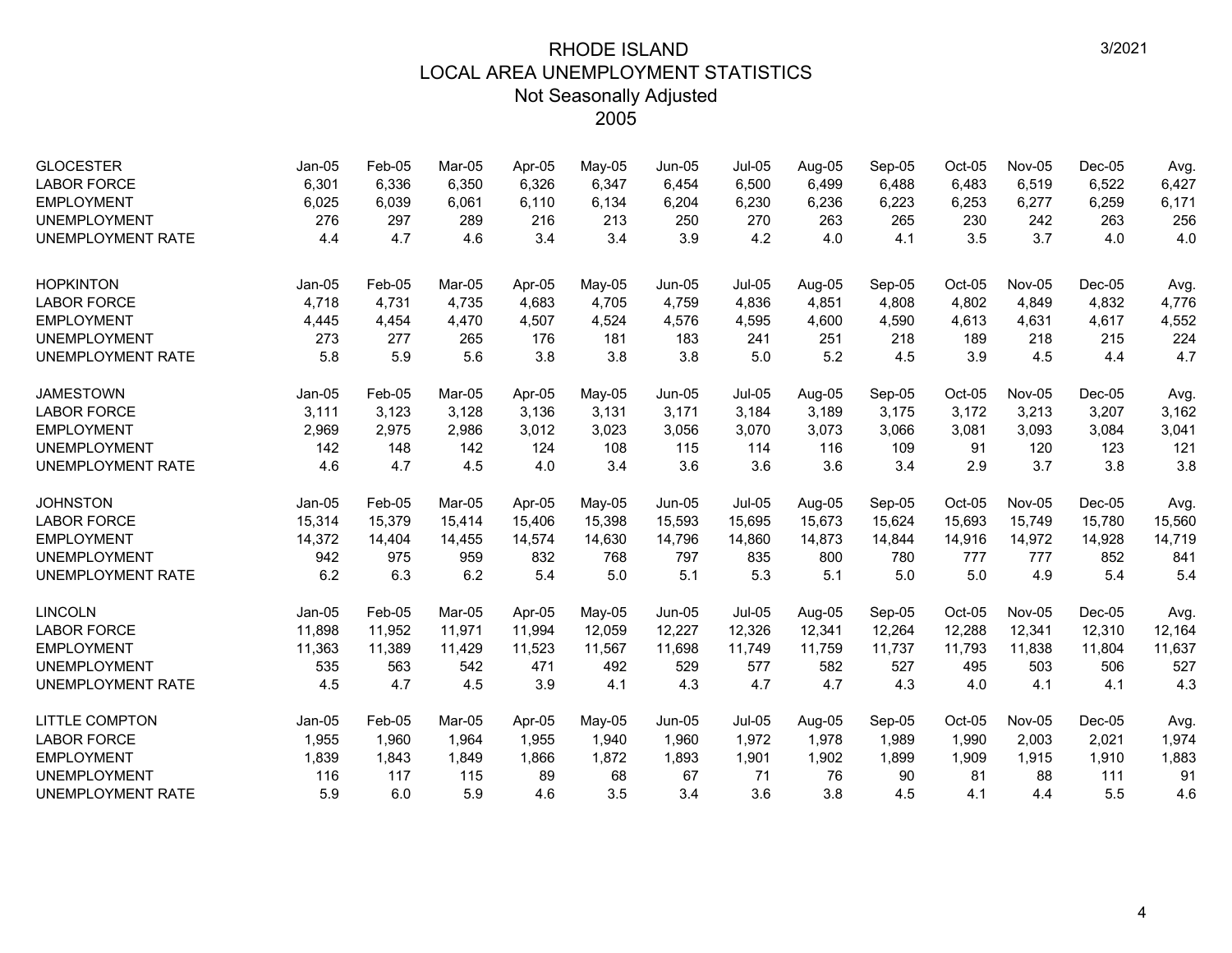# RHODE ISLAND
## LOCAL AREA UNEMPLOYMENT STATISTICS
### Not Seasonally Adjusted
### 2005

3/2021

| GLOCESTER | Jan-05 | Feb-05 | Mar-05 | Apr-05 | May-05 | Jun-05 | Jul-05 | Aug-05 | Sep-05 | Oct-05 | Nov-05 | Dec-05 | Avg. |
|---|---|---|---|---|---|---|---|---|---|---|---|---|---|
| LABOR FORCE | 6,301 | 6,336 | 6,350 | 6,326 | 6,347 | 6,454 | 6,500 | 6,499 | 6,488 | 6,483 | 6,519 | 6,522 | 6,427 |
| EMPLOYMENT | 6,025 | 6,039 | 6,061 | 6,110 | 6,134 | 6,204 | 6,230 | 6,236 | 6,223 | 6,253 | 6,277 | 6,259 | 6,171 |
| UNEMPLOYMENT | 276 | 297 | 289 | 216 | 213 | 250 | 270 | 263 | 265 | 230 | 242 | 263 | 256 |
| UNEMPLOYMENT RATE | 4.4 | 4.7 | 4.6 | 3.4 | 3.4 | 3.9 | 4.2 | 4.0 | 4.1 | 3.5 | 3.7 | 4.0 | 4.0 |

| HOPKINTON | Jan-05 | Feb-05 | Mar-05 | Apr-05 | May-05 | Jun-05 | Jul-05 | Aug-05 | Sep-05 | Oct-05 | Nov-05 | Dec-05 | Avg. |
|---|---|---|---|---|---|---|---|---|---|---|---|---|---|
| LABOR FORCE | 4,718 | 4,731 | 4,735 | 4,683 | 4,705 | 4,759 | 4,836 | 4,851 | 4,808 | 4,802 | 4,849 | 4,832 | 4,776 |
| EMPLOYMENT | 4,445 | 4,454 | 4,470 | 4,507 | 4,524 | 4,576 | 4,595 | 4,600 | 4,590 | 4,613 | 4,631 | 4,617 | 4,552 |
| UNEMPLOYMENT | 273 | 277 | 265 | 176 | 181 | 183 | 241 | 251 | 218 | 189 | 218 | 215 | 224 |
| UNEMPLOYMENT RATE | 5.8 | 5.9 | 5.6 | 3.8 | 3.8 | 3.8 | 5.0 | 5.2 | 4.5 | 3.9 | 4.5 | 4.4 | 4.7 |

| JAMESTOWN | Jan-05 | Feb-05 | Mar-05 | Apr-05 | May-05 | Jun-05 | Jul-05 | Aug-05 | Sep-05 | Oct-05 | Nov-05 | Dec-05 | Avg. |
|---|---|---|---|---|---|---|---|---|---|---|---|---|---|
| LABOR FORCE | 3,111 | 3,123 | 3,128 | 3,136 | 3,131 | 3,171 | 3,184 | 3,189 | 3,175 | 3,172 | 3,213 | 3,207 | 3,162 |
| EMPLOYMENT | 2,969 | 2,975 | 2,986 | 3,012 | 3,023 | 3,056 | 3,070 | 3,073 | 3,066 | 3,081 | 3,093 | 3,084 | 3,041 |
| UNEMPLOYMENT | 142 | 148 | 142 | 124 | 108 | 115 | 114 | 116 | 109 | 91 | 120 | 123 | 121 |
| UNEMPLOYMENT RATE | 4.6 | 4.7 | 4.5 | 4.0 | 3.4 | 3.6 | 3.6 | 3.6 | 3.4 | 2.9 | 3.7 | 3.8 | 3.8 |

| JOHNSTON | Jan-05 | Feb-05 | Mar-05 | Apr-05 | May-05 | Jun-05 | Jul-05 | Aug-05 | Sep-05 | Oct-05 | Nov-05 | Dec-05 | Avg. |
|---|---|---|---|---|---|---|---|---|---|---|---|---|---|
| LABOR FORCE | 15,314 | 15,379 | 15,414 | 15,406 | 15,398 | 15,593 | 15,695 | 15,673 | 15,624 | 15,693 | 15,749 | 15,780 | 15,560 |
| EMPLOYMENT | 14,372 | 14,404 | 14,455 | 14,574 | 14,630 | 14,796 | 14,860 | 14,873 | 14,844 | 14,916 | 14,972 | 14,928 | 14,719 |
| UNEMPLOYMENT | 942 | 975 | 959 | 832 | 768 | 797 | 835 | 800 | 780 | 777 | 777 | 852 | 841 |
| UNEMPLOYMENT RATE | 6.2 | 6.3 | 6.2 | 5.4 | 5.0 | 5.1 | 5.3 | 5.1 | 5.0 | 5.0 | 4.9 | 5.4 | 5.4 |

| LINCOLN | Jan-05 | Feb-05 | Mar-05 | Apr-05 | May-05 | Jun-05 | Jul-05 | Aug-05 | Sep-05 | Oct-05 | Nov-05 | Dec-05 | Avg. |
|---|---|---|---|---|---|---|---|---|---|---|---|---|---|
| LABOR FORCE | 11,898 | 11,952 | 11,971 | 11,994 | 12,059 | 12,227 | 12,326 | 12,341 | 12,264 | 12,288 | 12,341 | 12,310 | 12,164 |
| EMPLOYMENT | 11,363 | 11,389 | 11,429 | 11,523 | 11,567 | 11,698 | 11,749 | 11,759 | 11,737 | 11,793 | 11,838 | 11,804 | 11,637 |
| UNEMPLOYMENT | 535 | 563 | 542 | 471 | 492 | 529 | 577 | 582 | 527 | 495 | 503 | 506 | 527 |
| UNEMPLOYMENT RATE | 4.5 | 4.7 | 4.5 | 3.9 | 4.1 | 4.3 | 4.7 | 4.7 | 4.3 | 4.0 | 4.1 | 4.1 | 4.3 |

| LITTLE COMPTON | Jan-05 | Feb-05 | Mar-05 | Apr-05 | May-05 | Jun-05 | Jul-05 | Aug-05 | Sep-05 | Oct-05 | Nov-05 | Dec-05 | Avg. |
|---|---|---|---|---|---|---|---|---|---|---|---|---|---|
| LABOR FORCE | 1,955 | 1,960 | 1,964 | 1,955 | 1,940 | 1,960 | 1,972 | 1,978 | 1,989 | 1,990 | 2,003 | 2,021 | 1,974 |
| EMPLOYMENT | 1,839 | 1,843 | 1,849 | 1,866 | 1,872 | 1,893 | 1,901 | 1,902 | 1,899 | 1,909 | 1,915 | 1,910 | 1,883 |
| UNEMPLOYMENT | 116 | 117 | 115 | 89 | 68 | 67 | 71 | 76 | 90 | 81 | 88 | 111 | 91 |
| UNEMPLOYMENT RATE | 5.9 | 6.0 | 5.9 | 4.6 | 3.5 | 3.4 | 3.6 | 3.8 | 4.5 | 4.1 | 4.4 | 5.5 | 4.6 |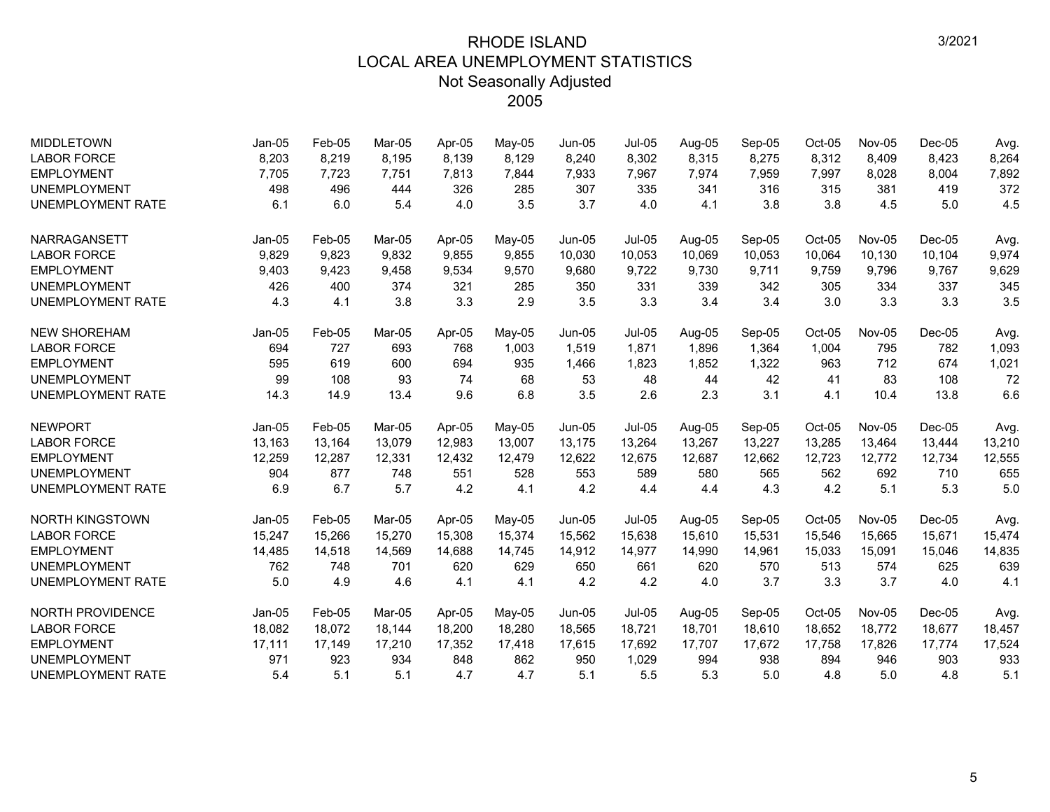# RHODE ISLAND
## LOCAL AREA UNEMPLOYMENT STATISTICS
### Not Seasonally Adjusted
### 2005

| MIDDLETOWN | Jan-05 | Feb-05 | Mar-05 | Apr-05 | May-05 | Jun-05 | Jul-05 | Aug-05 | Sep-05 | Oct-05 | Nov-05 | Dec-05 | Avg. |
|---|---|---|---|---|---|---|---|---|---|---|---|---|---|
| LABOR FORCE | 8,203 | 8,219 | 8,195 | 8,139 | 8,129 | 8,240 | 8,302 | 8,315 | 8,275 | 8,312 | 8,409 | 8,423 | 8,264 |
| EMPLOYMENT | 7,705 | 7,723 | 7,751 | 7,813 | 7,844 | 7,933 | 7,967 | 7,974 | 7,959 | 7,997 | 8,028 | 8,004 | 7,892 |
| UNEMPLOYMENT | 498 | 496 | 444 | 326 | 285 | 307 | 335 | 341 | 316 | 315 | 381 | 419 | 372 |
| UNEMPLOYMENT RATE | 6.1 | 6.0 | 5.4 | 4.0 | 3.5 | 3.7 | 4.0 | 4.1 | 3.8 | 3.8 | 4.5 | 5.0 | 4.5 |

| NARRAGANSETT | Jan-05 | Feb-05 | Mar-05 | Apr-05 | May-05 | Jun-05 | Jul-05 | Aug-05 | Sep-05 | Oct-05 | Nov-05 | Dec-05 | Avg. |
|---|---|---|---|---|---|---|---|---|---|---|---|---|---|
| LABOR FORCE | 9,829 | 9,823 | 9,832 | 9,855 | 9,855 | 10,030 | 10,053 | 10,069 | 10,053 | 10,064 | 10,130 | 10,104 | 9,974 |
| EMPLOYMENT | 9,403 | 9,423 | 9,458 | 9,534 | 9,570 | 9,680 | 9,722 | 9,730 | 9,711 | 9,759 | 9,796 | 9,767 | 9,629 |
| UNEMPLOYMENT | 426 | 400 | 374 | 321 | 285 | 350 | 331 | 339 | 342 | 305 | 334 | 337 | 345 |
| UNEMPLOYMENT RATE | 4.3 | 4.1 | 3.8 | 3.3 | 2.9 | 3.5 | 3.3 | 3.4 | 3.4 | 3.0 | 3.3 | 3.3 | 3.5 |

| NEW SHOREHAM | Jan-05 | Feb-05 | Mar-05 | Apr-05 | May-05 | Jun-05 | Jul-05 | Aug-05 | Sep-05 | Oct-05 | Nov-05 | Dec-05 | Avg. |
|---|---|---|---|---|---|---|---|---|---|---|---|---|---|
| LABOR FORCE | 694 | 727 | 693 | 768 | 1,003 | 1,519 | 1,871 | 1,896 | 1,364 | 1,004 | 795 | 782 | 1,093 |
| EMPLOYMENT | 595 | 619 | 600 | 694 | 935 | 1,466 | 1,823 | 1,852 | 1,322 | 963 | 712 | 674 | 1,021 |
| UNEMPLOYMENT | 99 | 108 | 93 | 74 | 68 | 53 | 48 | 44 | 42 | 41 | 83 | 108 | 72 |
| UNEMPLOYMENT RATE | 14.3 | 14.9 | 13.4 | 9.6 | 6.8 | 3.5 | 2.6 | 2.3 | 3.1 | 4.1 | 10.4 | 13.8 | 6.6 |

| NEWPORT | Jan-05 | Feb-05 | Mar-05 | Apr-05 | May-05 | Jun-05 | Jul-05 | Aug-05 | Sep-05 | Oct-05 | Nov-05 | Dec-05 | Avg. |
|---|---|---|---|---|---|---|---|---|---|---|---|---|---|
| LABOR FORCE | 13,163 | 13,164 | 13,079 | 12,983 | 13,007 | 13,175 | 13,264 | 13,267 | 13,227 | 13,285 | 13,464 | 13,444 | 13,210 |
| EMPLOYMENT | 12,259 | 12,287 | 12,331 | 12,432 | 12,479 | 12,622 | 12,675 | 12,687 | 12,662 | 12,723 | 12,772 | 12,734 | 12,555 |
| UNEMPLOYMENT | 904 | 877 | 748 | 551 | 528 | 553 | 589 | 580 | 565 | 562 | 692 | 710 | 655 |
| UNEMPLOYMENT RATE | 6.9 | 6.7 | 5.7 | 4.2 | 4.1 | 4.2 | 4.4 | 4.4 | 4.3 | 4.2 | 5.1 | 5.3 | 5.0 |

| NORTH KINGSTOWN | Jan-05 | Feb-05 | Mar-05 | Apr-05 | May-05 | Jun-05 | Jul-05 | Aug-05 | Sep-05 | Oct-05 | Nov-05 | Dec-05 | Avg. |
|---|---|---|---|---|---|---|---|---|---|---|---|---|---|
| LABOR FORCE | 15,247 | 15,266 | 15,270 | 15,308 | 15,374 | 15,562 | 15,638 | 15,610 | 15,531 | 15,546 | 15,665 | 15,671 | 15,474 |
| EMPLOYMENT | 14,485 | 14,518 | 14,569 | 14,688 | 14,745 | 14,912 | 14,977 | 14,990 | 14,961 | 15,033 | 15,091 | 15,046 | 14,835 |
| UNEMPLOYMENT | 762 | 748 | 701 | 620 | 629 | 650 | 661 | 620 | 570 | 513 | 574 | 625 | 639 |
| UNEMPLOYMENT RATE | 5.0 | 4.9 | 4.6 | 4.1 | 4.1 | 4.2 | 4.2 | 4.0 | 3.7 | 3.3 | 3.7 | 4.0 | 4.1 |

| NORTH PROVIDENCE | Jan-05 | Feb-05 | Mar-05 | Apr-05 | May-05 | Jun-05 | Jul-05 | Aug-05 | Sep-05 | Oct-05 | Nov-05 | Dec-05 | Avg. |
|---|---|---|---|---|---|---|---|---|---|---|---|---|---|
| LABOR FORCE | 18,082 | 18,072 | 18,144 | 18,200 | 18,280 | 18,565 | 18,721 | 18,701 | 18,610 | 18,652 | 18,772 | 18,677 | 18,457 |
| EMPLOYMENT | 17,111 | 17,149 | 17,210 | 17,352 | 17,418 | 17,615 | 17,692 | 17,707 | 17,672 | 17,758 | 17,826 | 17,774 | 17,524 |
| UNEMPLOYMENT | 971 | 923 | 934 | 848 | 862 | 950 | 1,029 | 994 | 938 | 894 | 946 | 903 | 933 |
| UNEMPLOYMENT RATE | 5.4 | 5.1 | 5.1 | 4.7 | 4.7 | 5.1 | 5.5 | 5.3 | 5.0 | 4.8 | 5.0 | 4.8 | 5.1 |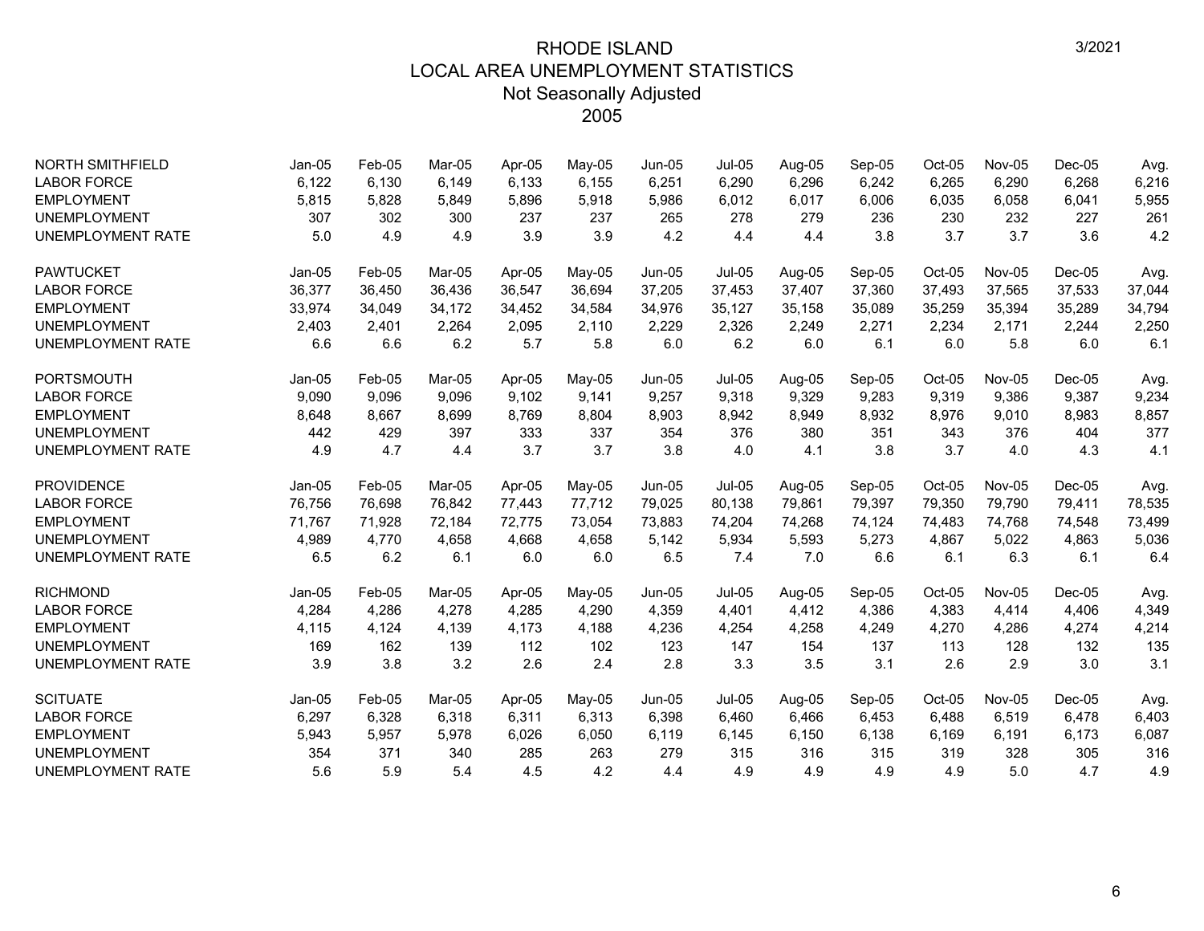# RHODE ISLAND
## LOCAL AREA UNEMPLOYMENT STATISTICS
### Not Seasonally Adjusted
### 2005

3/2021

| NORTH SMITHFIELD | Jan-05 | Feb-05 | Mar-05 | Apr-05 | May-05 | Jun-05 | Jul-05 | Aug-05 | Sep-05 | Oct-05 | Nov-05 | Dec-05 | Avg. |
|---|---|---|---|---|---|---|---|---|---|---|---|---|---|
| LABOR FORCE | 6,122 | 6,130 | 6,149 | 6,133 | 6,155 | 6,251 | 6,290 | 6,296 | 6,242 | 6,265 | 6,290 | 6,268 | 6,216 |
| EMPLOYMENT | 5,815 | 5,828 | 5,849 | 5,896 | 5,918 | 5,986 | 6,012 | 6,017 | 6,006 | 6,035 | 6,058 | 6,041 | 5,955 |
| UNEMPLOYMENT | 307 | 302 | 300 | 237 | 237 | 265 | 278 | 279 | 236 | 230 | 232 | 227 | 261 |
| UNEMPLOYMENT RATE | 5.0 | 4.9 | 4.9 | 3.9 | 3.9 | 4.2 | 4.4 | 4.4 | 3.8 | 3.7 | 3.7 | 3.6 | 4.2 |

| PAWTUCKET | Jan-05 | Feb-05 | Mar-05 | Apr-05 | May-05 | Jun-05 | Jul-05 | Aug-05 | Sep-05 | Oct-05 | Nov-05 | Dec-05 | Avg. |
|---|---|---|---|---|---|---|---|---|---|---|---|---|---|
| LABOR FORCE | 36,377 | 36,450 | 36,436 | 36,547 | 36,694 | 37,205 | 37,453 | 37,407 | 37,360 | 37,493 | 37,565 | 37,533 | 37,044 |
| EMPLOYMENT | 33,974 | 34,049 | 34,172 | 34,452 | 34,584 | 34,976 | 35,127 | 35,158 | 35,089 | 35,259 | 35,394 | 35,289 | 34,794 |
| UNEMPLOYMENT | 2,403 | 2,401 | 2,264 | 2,095 | 2,110 | 2,229 | 2,326 | 2,249 | 2,271 | 2,234 | 2,171 | 2,244 | 2,250 |
| UNEMPLOYMENT RATE | 6.6 | 6.6 | 6.2 | 5.7 | 5.8 | 6.0 | 6.2 | 6.0 | 6.1 | 6.0 | 5.8 | 6.0 | 6.1 |

| PORTSMOUTH | Jan-05 | Feb-05 | Mar-05 | Apr-05 | May-05 | Jun-05 | Jul-05 | Aug-05 | Sep-05 | Oct-05 | Nov-05 | Dec-05 | Avg. |
|---|---|---|---|---|---|---|---|---|---|---|---|---|---|
| LABOR FORCE | 9,090 | 9,096 | 9,096 | 9,102 | 9,141 | 9,257 | 9,318 | 9,329 | 9,283 | 9,319 | 9,386 | 9,387 | 9,234 |
| EMPLOYMENT | 8,648 | 8,667 | 8,699 | 8,769 | 8,804 | 8,903 | 8,942 | 8,949 | 8,932 | 8,976 | 9,010 | 8,983 | 8,857 |
| UNEMPLOYMENT | 442 | 429 | 397 | 333 | 337 | 354 | 376 | 380 | 351 | 343 | 376 | 404 | 377 |
| UNEMPLOYMENT RATE | 4.9 | 4.7 | 4.4 | 3.7 | 3.7 | 3.8 | 4.0 | 4.1 | 3.8 | 3.7 | 4.0 | 4.3 | 4.1 |

| PROVIDENCE | Jan-05 | Feb-05 | Mar-05 | Apr-05 | May-05 | Jun-05 | Jul-05 | Aug-05 | Sep-05 | Oct-05 | Nov-05 | Dec-05 | Avg. |
|---|---|---|---|---|---|---|---|---|---|---|---|---|---|
| LABOR FORCE | 76,756 | 76,698 | 76,842 | 77,443 | 77,712 | 79,025 | 80,138 | 79,861 | 79,397 | 79,350 | 79,790 | 79,411 | 78,535 |
| EMPLOYMENT | 71,767 | 71,928 | 72,184 | 72,775 | 73,054 | 73,883 | 74,204 | 74,268 | 74,124 | 74,483 | 74,768 | 74,548 | 73,499 |
| UNEMPLOYMENT | 4,989 | 4,770 | 4,658 | 4,668 | 4,658 | 5,142 | 5,934 | 5,593 | 5,273 | 4,867 | 5,022 | 4,863 | 5,036 |
| UNEMPLOYMENT RATE | 6.5 | 6.2 | 6.1 | 6.0 | 6.0 | 6.5 | 7.4 | 7.0 | 6.6 | 6.1 | 6.3 | 6.1 | 6.4 |

| RICHMOND | Jan-05 | Feb-05 | Mar-05 | Apr-05 | May-05 | Jun-05 | Jul-05 | Aug-05 | Sep-05 | Oct-05 | Nov-05 | Dec-05 | Avg. |
|---|---|---|---|---|---|---|---|---|---|---|---|---|---|
| LABOR FORCE | 4,284 | 4,286 | 4,278 | 4,285 | 4,290 | 4,359 | 4,401 | 4,412 | 4,386 | 4,383 | 4,414 | 4,406 | 4,349 |
| EMPLOYMENT | 4,115 | 4,124 | 4,139 | 4,173 | 4,188 | 4,236 | 4,254 | 4,258 | 4,249 | 4,270 | 4,286 | 4,274 | 4,214 |
| UNEMPLOYMENT | 169 | 162 | 139 | 112 | 102 | 123 | 147 | 154 | 137 | 113 | 128 | 132 | 135 |
| UNEMPLOYMENT RATE | 3.9 | 3.8 | 3.2 | 2.6 | 2.4 | 2.8 | 3.3 | 3.5 | 3.1 | 2.6 | 2.9 | 3.0 | 3.1 |

| SCITUATE | Jan-05 | Feb-05 | Mar-05 | Apr-05 | May-05 | Jun-05 | Jul-05 | Aug-05 | Sep-05 | Oct-05 | Nov-05 | Dec-05 | Avg. |
|---|---|---|---|---|---|---|---|---|---|---|---|---|---|
| LABOR FORCE | 6,297 | 6,328 | 6,318 | 6,311 | 6,313 | 6,398 | 6,460 | 6,466 | 6,453 | 6,488 | 6,519 | 6,478 | 6,403 |
| EMPLOYMENT | 5,943 | 5,957 | 5,978 | 6,026 | 6,050 | 6,119 | 6,145 | 6,150 | 6,138 | 6,169 | 6,191 | 6,173 | 6,087 |
| UNEMPLOYMENT | 354 | 371 | 340 | 285 | 263 | 279 | 315 | 316 | 315 | 319 | 328 | 305 | 316 |
| UNEMPLOYMENT RATE | 5.6 | 5.9 | 5.4 | 4.5 | 4.2 | 4.4 | 4.9 | 4.9 | 4.9 | 4.9 | 5.0 | 4.7 | 4.9 |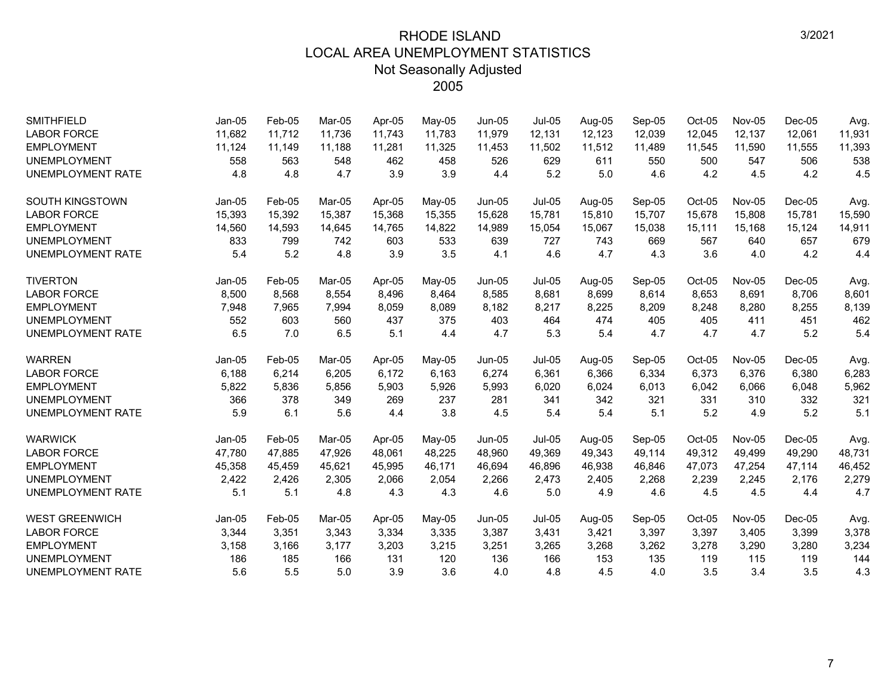# RHODE ISLAND
## LOCAL AREA UNEMPLOYMENT STATISTICS
### Not Seasonally Adjusted
### 2005

| SMITHFIELD | Jan-05 | Feb-05 | Mar-05 | Apr-05 | May-05 | Jun-05 | Jul-05 | Aug-05 | Sep-05 | Oct-05 | Nov-05 | Dec-05 | Avg. |
|---|---|---|---|---|---|---|---|---|---|---|---|---|---|
| LABOR FORCE | 11,682 | 11,712 | 11,736 | 11,743 | 11,783 | 11,979 | 12,131 | 12,123 | 12,039 | 12,045 | 12,137 | 12,061 | 11,931 |
| EMPLOYMENT | 11,124 | 11,149 | 11,188 | 11,281 | 11,325 | 11,453 | 11,502 | 11,512 | 11,489 | 11,545 | 11,590 | 11,555 | 11,393 |
| UNEMPLOYMENT | 558 | 563 | 548 | 462 | 458 | 526 | 629 | 611 | 550 | 500 | 547 | 506 | 538 |
| UNEMPLOYMENT RATE | 4.8 | 4.8 | 4.7 | 3.9 | 3.9 | 4.4 | 5.2 | 5.0 | 4.6 | 4.2 | 4.5 | 4.2 | 4.5 |

| SOUTH KINGSTOWN | Jan-05 | Feb-05 | Mar-05 | Apr-05 | May-05 | Jun-05 | Jul-05 | Aug-05 | Sep-05 | Oct-05 | Nov-05 | Dec-05 | Avg. |
|---|---|---|---|---|---|---|---|---|---|---|---|---|---|
| LABOR FORCE | 15,393 | 15,392 | 15,387 | 15,368 | 15,355 | 15,628 | 15,781 | 15,810 | 15,707 | 15,678 | 15,808 | 15,781 | 15,590 |
| EMPLOYMENT | 14,560 | 14,593 | 14,645 | 14,765 | 14,822 | 14,989 | 15,054 | 15,067 | 15,038 | 15,111 | 15,168 | 15,124 | 14,911 |
| UNEMPLOYMENT | 833 | 799 | 742 | 603 | 533 | 639 | 727 | 743 | 669 | 567 | 640 | 657 | 679 |
| UNEMPLOYMENT RATE | 5.4 | 5.2 | 4.8 | 3.9 | 3.5 | 4.1 | 4.6 | 4.7 | 4.3 | 3.6 | 4.0 | 4.2 | 4.4 |

| TIVERTON | Jan-05 | Feb-05 | Mar-05 | Apr-05 | May-05 | Jun-05 | Jul-05 | Aug-05 | Sep-05 | Oct-05 | Nov-05 | Dec-05 | Avg. |
|---|---|---|---|---|---|---|---|---|---|---|---|---|---|
| LABOR FORCE | 8,500 | 8,568 | 8,554 | 8,496 | 8,464 | 8,585 | 8,681 | 8,699 | 8,614 | 8,653 | 8,691 | 8,706 | 8,601 |
| EMPLOYMENT | 7,948 | 7,965 | 7,994 | 8,059 | 8,089 | 8,182 | 8,217 | 8,225 | 8,209 | 8,248 | 8,280 | 8,255 | 8,139 |
| UNEMPLOYMENT | 552 | 603 | 560 | 437 | 375 | 403 | 464 | 474 | 405 | 405 | 411 | 451 | 462 |
| UNEMPLOYMENT RATE | 6.5 | 7.0 | 6.5 | 5.1 | 4.4 | 4.7 | 5.3 | 5.4 | 4.7 | 4.7 | 4.7 | 5.2 | 5.4 |

| WARREN | Jan-05 | Feb-05 | Mar-05 | Apr-05 | May-05 | Jun-05 | Jul-05 | Aug-05 | Sep-05 | Oct-05 | Nov-05 | Dec-05 | Avg. |
|---|---|---|---|---|---|---|---|---|---|---|---|---|---|
| LABOR FORCE | 6,188 | 6,214 | 6,205 | 6,172 | 6,163 | 6,274 | 6,361 | 6,366 | 6,334 | 6,373 | 6,376 | 6,380 | 6,283 |
| EMPLOYMENT | 5,822 | 5,836 | 5,856 | 5,903 | 5,926 | 5,993 | 6,020 | 6,024 | 6,013 | 6,042 | 6,066 | 6,048 | 5,962 |
| UNEMPLOYMENT | 366 | 378 | 349 | 269 | 237 | 281 | 341 | 342 | 321 | 331 | 310 | 332 | 321 |
| UNEMPLOYMENT RATE | 5.9 | 6.1 | 5.6 | 4.4 | 3.8 | 4.5 | 5.4 | 5.4 | 5.1 | 5.2 | 4.9 | 5.2 | 5.1 |

| WARWICK | Jan-05 | Feb-05 | Mar-05 | Apr-05 | May-05 | Jun-05 | Jul-05 | Aug-05 | Sep-05 | Oct-05 | Nov-05 | Dec-05 | Avg. |
|---|---|---|---|---|---|---|---|---|---|---|---|---|---|
| LABOR FORCE | 47,780 | 47,885 | 47,926 | 48,061 | 48,225 | 48,960 | 49,369 | 49,343 | 49,114 | 49,312 | 49,499 | 49,290 | 48,731 |
| EMPLOYMENT | 45,358 | 45,459 | 45,621 | 45,995 | 46,171 | 46,694 | 46,896 | 46,938 | 46,846 | 47,073 | 47,254 | 47,114 | 46,452 |
| UNEMPLOYMENT | 2,422 | 2,426 | 2,305 | 2,066 | 2,054 | 2,266 | 2,473 | 2,405 | 2,268 | 2,239 | 2,245 | 2,176 | 2,279 |
| UNEMPLOYMENT RATE | 5.1 | 5.1 | 4.8 | 4.3 | 4.3 | 4.6 | 5.0 | 4.9 | 4.6 | 4.5 | 4.5 | 4.4 | 4.7 |

| WEST GREENWICH | Jan-05 | Feb-05 | Mar-05 | Apr-05 | May-05 | Jun-05 | Jul-05 | Aug-05 | Sep-05 | Oct-05 | Nov-05 | Dec-05 | Avg. |
|---|---|---|---|---|---|---|---|---|---|---|---|---|---|
| LABOR FORCE | 3,344 | 3,351 | 3,343 | 3,334 | 3,335 | 3,387 | 3,431 | 3,421 | 3,397 | 3,397 | 3,405 | 3,399 | 3,378 |
| EMPLOYMENT | 3,158 | 3,166 | 3,177 | 3,203 | 3,215 | 3,251 | 3,265 | 3,268 | 3,262 | 3,278 | 3,290 | 3,280 | 3,234 |
| UNEMPLOYMENT | 186 | 185 | 166 | 131 | 120 | 136 | 166 | 153 | 135 | 119 | 115 | 119 | 144 |
| UNEMPLOYMENT RATE | 5.6 | 5.5 | 5.0 | 3.9 | 3.6 | 4.0 | 4.8 | 4.5 | 4.0 | 3.5 | 3.4 | 3.5 | 4.3 |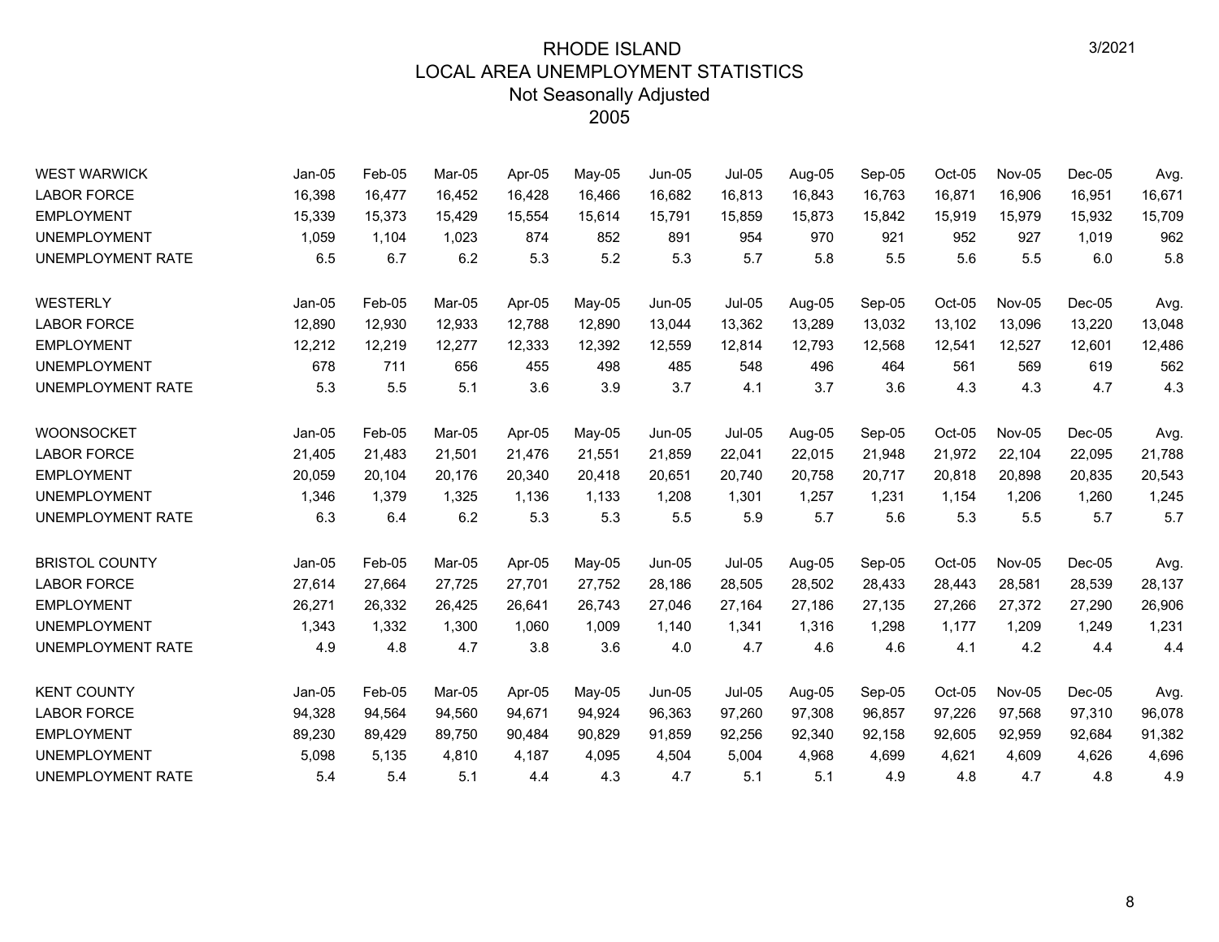# RHODE ISLAND
## LOCAL AREA UNEMPLOYMENT STATISTICS
### Not Seasonally Adjusted
### 2005

3/2021

| WEST WARWICK | Jan-05 | Feb-05 | Mar-05 | Apr-05 | May-05 | Jun-05 | Jul-05 | Aug-05 | Sep-05 | Oct-05 | Nov-05 | Dec-05 | Avg. |
|---|---|---|---|---|---|---|---|---|---|---|---|---|---|
| LABOR FORCE | 16,398 | 16,477 | 16,452 | 16,428 | 16,466 | 16,682 | 16,813 | 16,843 | 16,763 | 16,871 | 16,906 | 16,951 | 16,671 |
| EMPLOYMENT | 15,339 | 15,373 | 15,429 | 15,554 | 15,614 | 15,791 | 15,859 | 15,873 | 15,842 | 15,919 | 15,979 | 15,932 | 15,709 |
| UNEMPLOYMENT | 1,059 | 1,104 | 1,023 | 874 | 852 | 891 | 954 | 970 | 921 | 952 | 927 | 1,019 | 962 |
| UNEMPLOYMENT RATE | 6.5 | 6.7 | 6.2 | 5.3 | 5.2 | 5.3 | 5.7 | 5.8 | 5.5 | 5.6 | 5.5 | 6.0 | 5.8 |

| WESTERLY | Jan-05 | Feb-05 | Mar-05 | Apr-05 | May-05 | Jun-05 | Jul-05 | Aug-05 | Sep-05 | Oct-05 | Nov-05 | Dec-05 | Avg. |
|---|---|---|---|---|---|---|---|---|---|---|---|---|---|
| LABOR FORCE | 12,890 | 12,930 | 12,933 | 12,788 | 12,890 | 13,044 | 13,362 | 13,289 | 13,032 | 13,102 | 13,096 | 13,220 | 13,048 |
| EMPLOYMENT | 12,212 | 12,219 | 12,277 | 12,333 | 12,392 | 12,559 | 12,814 | 12,793 | 12,568 | 12,541 | 12,527 | 12,601 | 12,486 |
| UNEMPLOYMENT | 678 | 711 | 656 | 455 | 498 | 485 | 548 | 496 | 464 | 561 | 569 | 619 | 562 |
| UNEMPLOYMENT RATE | 5.3 | 5.5 | 5.1 | 3.6 | 3.9 | 3.7 | 4.1 | 3.7 | 3.6 | 4.3 | 4.3 | 4.7 | 4.3 |

| WOONSOCKET | Jan-05 | Feb-05 | Mar-05 | Apr-05 | May-05 | Jun-05 | Jul-05 | Aug-05 | Sep-05 | Oct-05 | Nov-05 | Dec-05 | Avg. |
|---|---|---|---|---|---|---|---|---|---|---|---|---|---|
| LABOR FORCE | 21,405 | 21,483 | 21,501 | 21,476 | 21,551 | 21,859 | 22,041 | 22,015 | 21,948 | 21,972 | 22,104 | 22,095 | 21,788 |
| EMPLOYMENT | 20,059 | 20,104 | 20,176 | 20,340 | 20,418 | 20,651 | 20,740 | 20,758 | 20,717 | 20,818 | 20,898 | 20,835 | 20,543 |
| UNEMPLOYMENT | 1,346 | 1,379 | 1,325 | 1,136 | 1,133 | 1,208 | 1,301 | 1,257 | 1,231 | 1,154 | 1,206 | 1,260 | 1,245 |
| UNEMPLOYMENT RATE | 6.3 | 6.4 | 6.2 | 5.3 | 5.3 | 5.5 | 5.9 | 5.7 | 5.6 | 5.3 | 5.5 | 5.7 | 5.7 |

| BRISTOL COUNTY | Jan-05 | Feb-05 | Mar-05 | Apr-05 | May-05 | Jun-05 | Jul-05 | Aug-05 | Sep-05 | Oct-05 | Nov-05 | Dec-05 | Avg. |
|---|---|---|---|---|---|---|---|---|---|---|---|---|---|
| LABOR FORCE | 27,614 | 27,664 | 27,725 | 27,701 | 27,752 | 28,186 | 28,505 | 28,502 | 28,433 | 28,443 | 28,581 | 28,539 | 28,137 |
| EMPLOYMENT | 26,271 | 26,332 | 26,425 | 26,641 | 26,743 | 27,046 | 27,164 | 27,186 | 27,135 | 27,266 | 27,372 | 27,290 | 26,906 |
| UNEMPLOYMENT | 1,343 | 1,332 | 1,300 | 1,060 | 1,009 | 1,140 | 1,341 | 1,316 | 1,298 | 1,177 | 1,209 | 1,249 | 1,231 |
| UNEMPLOYMENT RATE | 4.9 | 4.8 | 4.7 | 3.8 | 3.6 | 4.0 | 4.7 | 4.6 | 4.6 | 4.1 | 4.2 | 4.4 | 4.4 |

| KENT COUNTY | Jan-05 | Feb-05 | Mar-05 | Apr-05 | May-05 | Jun-05 | Jul-05 | Aug-05 | Sep-05 | Oct-05 | Nov-05 | Dec-05 | Avg. |
|---|---|---|---|---|---|---|---|---|---|---|---|---|---|
| LABOR FORCE | 94,328 | 94,564 | 94,560 | 94,671 | 94,924 | 96,363 | 97,260 | 97,308 | 96,857 | 97,226 | 97,568 | 97,310 | 96,078 |
| EMPLOYMENT | 89,230 | 89,429 | 89,750 | 90,484 | 90,829 | 91,859 | 92,256 | 92,340 | 92,158 | 92,605 | 92,959 | 92,684 | 91,382 |
| UNEMPLOYMENT | 5,098 | 5,135 | 4,810 | 4,187 | 4,095 | 4,504 | 5,004 | 4,968 | 4,699 | 4,621 | 4,609 | 4,626 | 4,696 |
| UNEMPLOYMENT RATE | 5.4 | 5.4 | 5.1 | 4.4 | 4.3 | 4.7 | 5.1 | 5.1 | 4.9 | 4.8 | 4.7 | 4.8 | 4.9 |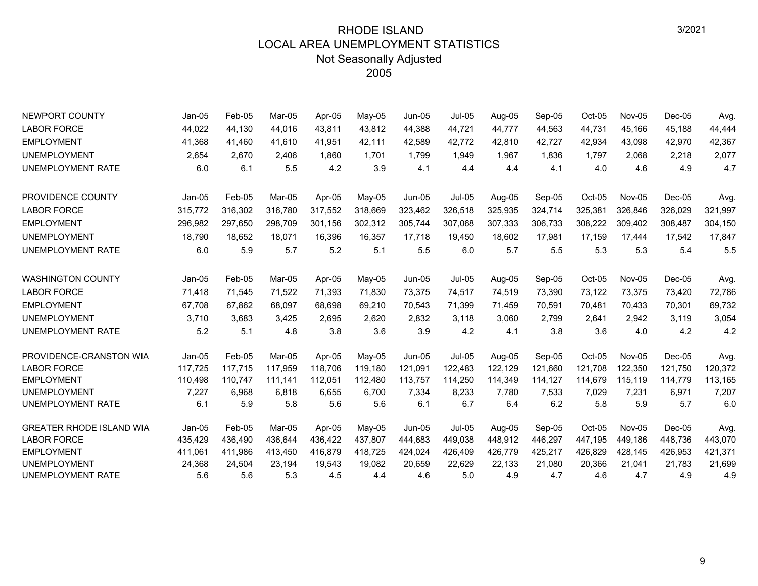# RHODE ISLAND
## LOCAL AREA UNEMPLOYMENT STATISTICS
### Not Seasonally Adjusted
### 2005

3/2021

| NEWPORT COUNTY | Jan-05 | Feb-05 | Mar-05 | Apr-05 | May-05 | Jun-05 | Jul-05 | Aug-05 | Sep-05 | Oct-05 | Nov-05 | Dec-05 | Avg. |
|---|---|---|---|---|---|---|---|---|---|---|---|---|---|
| LABOR FORCE | 44,022 | 44,130 | 44,016 | 43,811 | 43,812 | 44,388 | 44,721 | 44,777 | 44,563 | 44,731 | 45,166 | 45,188 | 44,444 |
| EMPLOYMENT | 41,368 | 41,460 | 41,610 | 41,951 | 42,111 | 42,589 | 42,772 | 42,810 | 42,727 | 42,934 | 43,098 | 42,970 | 42,367 |
| UNEMPLOYMENT | 2,654 | 2,670 | 2,406 | 1,860 | 1,701 | 1,799 | 1,949 | 1,967 | 1,836 | 1,797 | 2,068 | 2,218 | 2,077 |
| UNEMPLOYMENT RATE | 6.0 | 6.1 | 5.5 | 4.2 | 3.9 | 4.1 | 4.4 | 4.4 | 4.1 | 4.0 | 4.6 | 4.9 | 4.7 |

| PROVIDENCE COUNTY | Jan-05 | Feb-05 | Mar-05 | Apr-05 | May-05 | Jun-05 | Jul-05 | Aug-05 | Sep-05 | Oct-05 | Nov-05 | Dec-05 | Avg. |
|---|---|---|---|---|---|---|---|---|---|---|---|---|---|
| LABOR FORCE | 315,772 | 316,302 | 316,780 | 317,552 | 318,669 | 323,462 | 326,518 | 325,935 | 324,714 | 325,381 | 326,846 | 326,029 | 321,997 |
| EMPLOYMENT | 296,982 | 297,650 | 298,709 | 301,156 | 302,312 | 305,744 | 307,068 | 307,333 | 306,733 | 308,222 | 309,402 | 308,487 | 304,150 |
| UNEMPLOYMENT | 18,790 | 18,652 | 18,071 | 16,396 | 16,357 | 17,718 | 19,450 | 18,602 | 17,981 | 17,159 | 17,444 | 17,542 | 17,847 |
| UNEMPLOYMENT RATE | 6.0 | 5.9 | 5.7 | 5.2 | 5.1 | 5.5 | 6.0 | 5.7 | 5.5 | 5.3 | 5.3 | 5.4 | 5.5 |

| WASHINGTON COUNTY | Jan-05 | Feb-05 | Mar-05 | Apr-05 | May-05 | Jun-05 | Jul-05 | Aug-05 | Sep-05 | Oct-05 | Nov-05 | Dec-05 | Avg. |
|---|---|---|---|---|---|---|---|---|---|---|---|---|---|
| LABOR FORCE | 71,418 | 71,545 | 71,522 | 71,393 | 71,830 | 73,375 | 74,517 | 74,519 | 73,390 | 73,122 | 73,375 | 73,420 | 72,786 |
| EMPLOYMENT | 67,708 | 67,862 | 68,097 | 68,698 | 69,210 | 70,543 | 71,399 | 71,459 | 70,591 | 70,481 | 70,433 | 70,301 | 69,732 |
| UNEMPLOYMENT | 3,710 | 3,683 | 3,425 | 2,695 | 2,620 | 2,832 | 3,118 | 3,060 | 2,799 | 2,641 | 2,942 | 3,119 | 3,054 |
| UNEMPLOYMENT RATE | 5.2 | 5.1 | 4.8 | 3.8 | 3.6 | 3.9 | 4.2 | 4.1 | 3.8 | 3.6 | 4.0 | 4.2 | 4.2 |

| PROVIDENCE-CRANSTON WIA | Jan-05 | Feb-05 | Mar-05 | Apr-05 | May-05 | Jun-05 | Jul-05 | Aug-05 | Sep-05 | Oct-05 | Nov-05 | Dec-05 | Avg. |
|---|---|---|---|---|---|---|---|---|---|---|---|---|---|
| LABOR FORCE | 117,725 | 117,715 | 117,959 | 118,706 | 119,180 | 121,091 | 122,483 | 122,129 | 121,660 | 121,708 | 122,350 | 121,750 | 120,372 |
| EMPLOYMENT | 110,498 | 110,747 | 111,141 | 112,051 | 112,480 | 113,757 | 114,250 | 114,349 | 114,127 | 114,679 | 115,119 | 114,779 | 113,165 |
| UNEMPLOYMENT | 7,227 | 6,968 | 6,818 | 6,655 | 6,700 | 7,334 | 8,233 | 7,780 | 7,533 | 7,029 | 7,231 | 6,971 | 7,207 |
| UNEMPLOYMENT RATE | 6.1 | 5.9 | 5.8 | 5.6 | 5.6 | 6.1 | 6.7 | 6.4 | 6.2 | 5.8 | 5.9 | 5.7 | 6.0 |

| GREATER RHODE ISLAND WIA | Jan-05 | Feb-05 | Mar-05 | Apr-05 | May-05 | Jun-05 | Jul-05 | Aug-05 | Sep-05 | Oct-05 | Nov-05 | Dec-05 | Avg. |
|---|---|---|---|---|---|---|---|---|---|---|---|---|---|
| LABOR FORCE | 435,429 | 436,490 | 436,644 | 436,422 | 437,807 | 444,683 | 449,038 | 448,912 | 446,297 | 447,195 | 449,186 | 448,736 | 443,070 |
| EMPLOYMENT | 411,061 | 411,986 | 413,450 | 416,879 | 418,725 | 424,024 | 426,409 | 426,779 | 425,217 | 426,829 | 428,145 | 426,953 | 421,371 |
| UNEMPLOYMENT | 24,368 | 24,504 | 23,194 | 19,543 | 19,082 | 20,659 | 22,629 | 22,133 | 21,080 | 20,366 | 21,041 | 21,783 | 21,699 |
| UNEMPLOYMENT RATE | 5.6 | 5.6 | 5.3 | 4.5 | 4.4 | 4.6 | 5.0 | 4.9 | 4.7 | 4.6 | 4.7 | 4.9 | 4.9 |